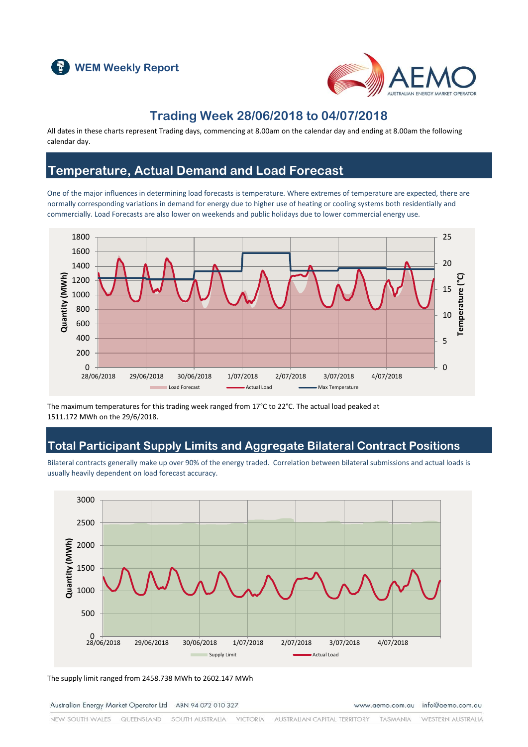WEM Weekly Report

# Trading Week 28/06/2018 to 04/07/2018

All dates in these charts represent Trading days, commencing at 8.00am on the calendar day and ending at 8.00am the following calendar day.

## Temperature, Actual Demand and Load Forecast

One of the major influences in determining load forecasts is temperature. Where extremes of temperature are expected, there are normally corresponding variations in demand for energy due to higher use of heating or cooling systems both residentially and commercially. Load Forecasts are also lower on weekends and public holidays due to lower commercial energy use.

The maximum temperatures for this trading week ranged from 17°C to 22°C. The actual load peaked at 1511.172 MWh on the 29/6/2018.

## Total Participant Supply Limits and Aggregate Bilateral Contract Positions

Bilateral contracts generally make up over 90% of the energy traded. Correlation between bilateral submissions and actual loads is usually heavily dependent on load forecast accuracy.

The supply limit ranged from 2458.738 MWh to 2602.147 MWh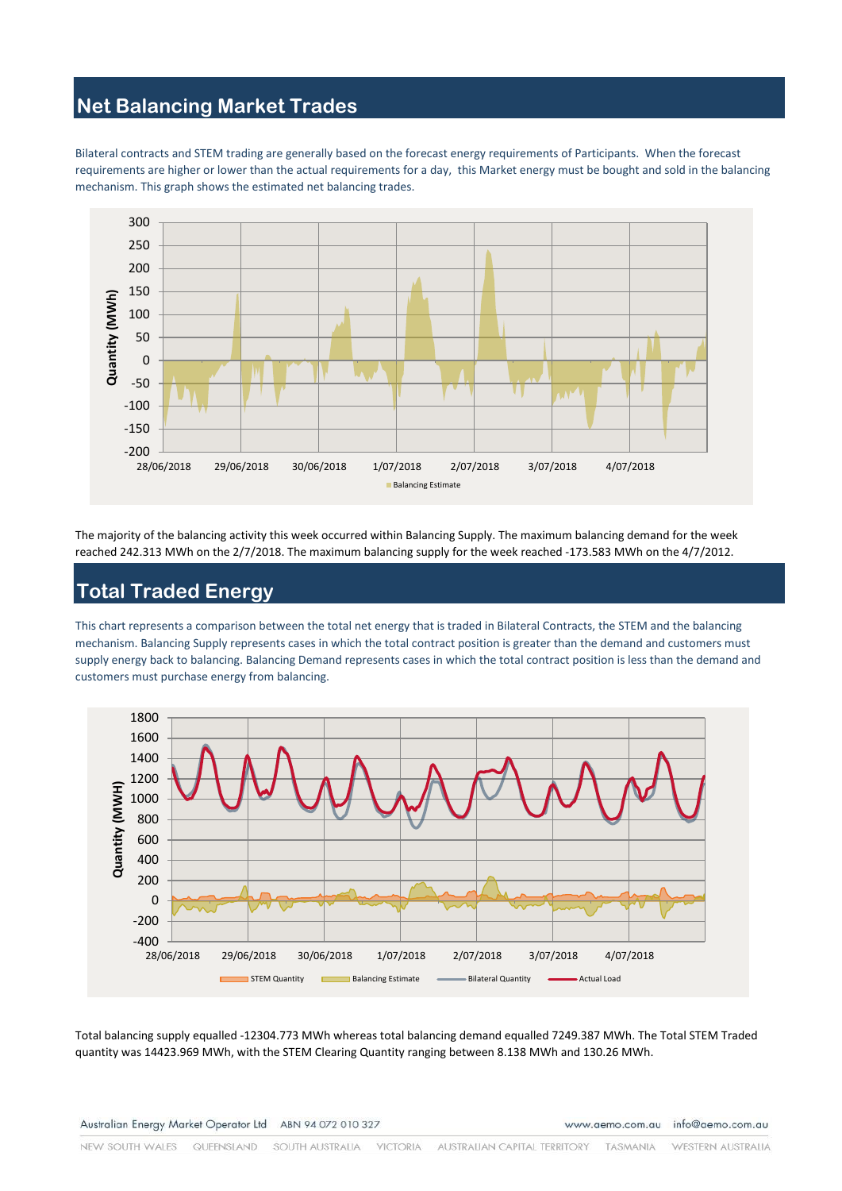## Net Balancing Market Trades

Bilateral contracts and STEM trading are generally based on the forecast energy requirements of Participants. When the forecast requirements are higher or lower than the actual requirements for a day, this Market energy must be bought and sold in the balancing mechanism. This graph shows the estimated net balancing trades.

The majority of the balancing activity this week occurred within Balancing Supply. The maximum balancing demand for the week reached 242.313 MWh on the 2/7/2018. The maximum balancing supply for the week reached -173.583 MWh on the 4/7/2012.

## Total Traded Energy

This chart represents a comparison between the total net energy that is traded in Bilateral Contracts, the STEM and the balancing mechanism. Balancing Supply represents cases in which the total contract position is greater than the demand and customers must supply energy back to balancing. Balancing Demand represents cases in which the total contract position is less than the demand and customers must purchase energy from balancing.

Total balancing supply equalled -12304.773 MWh whereas total balancing demand equalled 7249.387 MWh. The Total STEM Traded quantity was 14423.969 MWh, with the STEM Clearing Quantity ranging between 8.138 MWh and 130.26 MWh.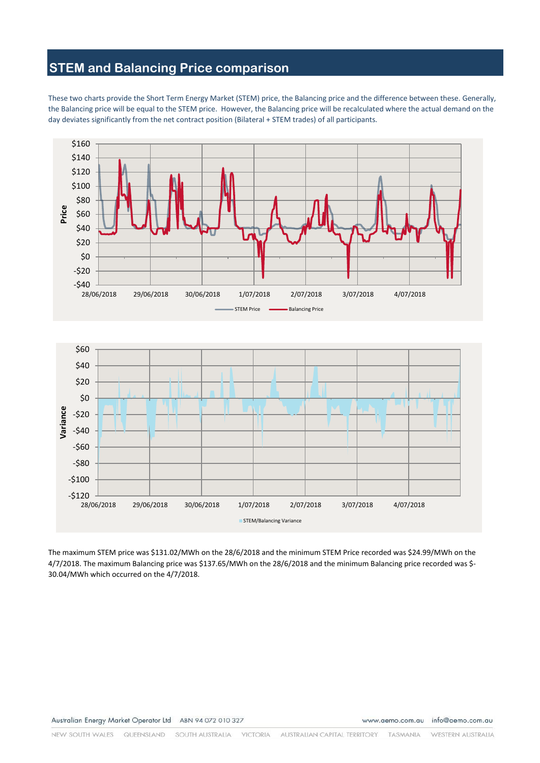## STEM and Balancing Price comparison

These two charts provide the Short Term Energy Market (STEM) price, the Balancing price and the difference between these. Generally, the Balancing price will be equal to the STEM price. However, the Balancing price will be recalculated where the actual demand on the day deviates significantly from the net contract position (Bilateral + STEM trades) of all participants.

Price

$160
$140
$120
$100
$80
$60
$40
$20
$0
-$20
-$40

28/06/2018 29/06/2018 30/06/2018 1/07/2018 2/07/2018 3/07/2018 4/07/2018

STEM Price
Balancing Price

Variance

$60
$40
$20
$0
-$20
-$40
-$60
-$80
-$100
-$120

28/06/2018 29/06/2018 30/06/2018 1/07/2018 2/07/2018 3/07/2018 4/07/2018

STEM/Balancing Variance

The maximum STEM price was $131.02/MWh on the 28/6/2018 and the minimum STEM Price recorded was $24.99/MWh on the 4/7/2018. The maximum Balancing price was $137.65/MWh on the 28/6/2018 and the minimum Balancing price recorded was $-30.04/MWh which occurred on the 4/7/2018.